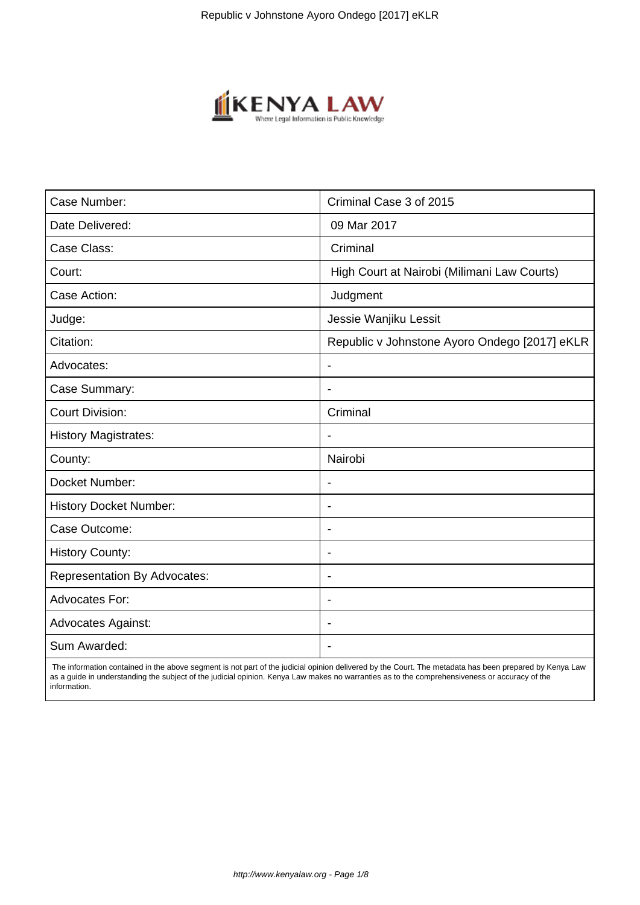| Case Number: | Criminal Case 3 of 2015 |
| --- | --- |
| Date Delivered: | 09 Mar 2017 |
| Case Class: | Criminal |
| Court: | High Court at Nairobi (Milimani Law Courts) |
| Case Action: | Judgment |
| Judge: | Jessie Wanjiku Lessit |
| Citation: | Republic v Johnstone Ayoro Ondego [2017] eKLR |
| Advocates: | - |
| Case Summary: | - |
| Court Division: | Criminal |
| History Magistrates: | - |
| County: | Nairobi |
| Docket Number: | - |
| History Docket Number: | - |
| Case Outcome: | - |
| History County: | - |
| Representation By Advocates: | - |
| Advocates For: | - |
| Advocates Against: | - |
| Sum Awarded: | - |

The information contained in the above segment is not part of the judicial opinion delivered by the Court. The metadata has been prepared by Kenya Law as a guide in understanding the subject of the judicial opinion. Kenya Law makes no warranties as to the comprehensiveness or accuracy of the information.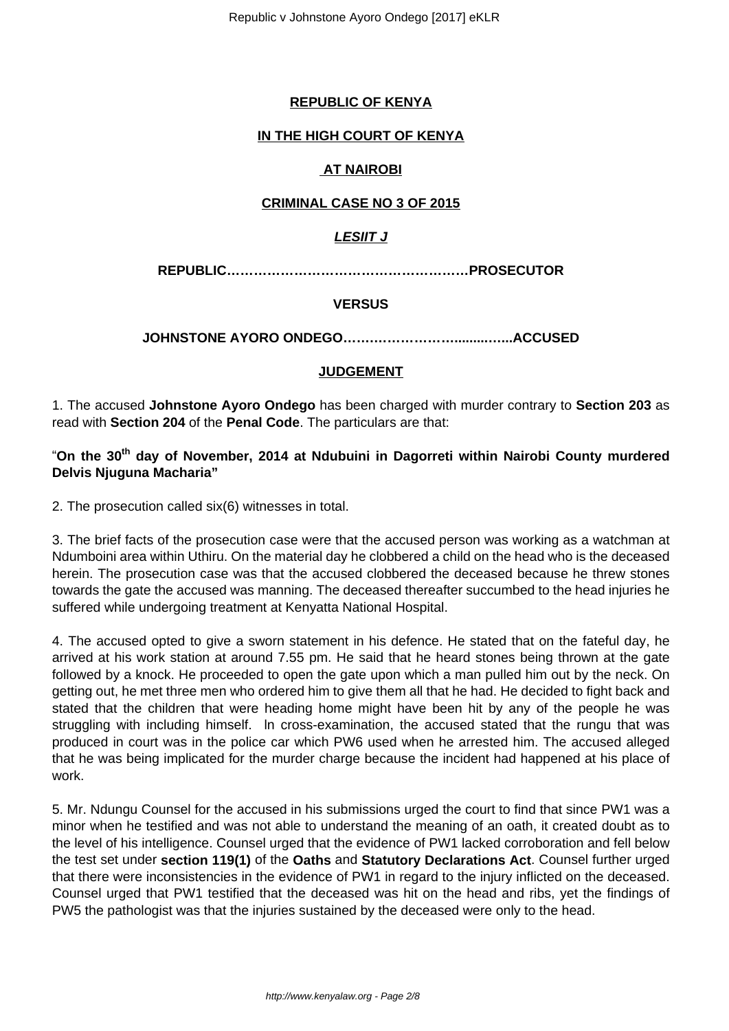**REPUBLIC OF KENYA**

**IN THE HIGH COURT OF KENYA**

**AT NAIROBI**

**CRIMINAL CASE NO 3 OF 2015**

***LESIIT J***

**REPUBLIC……………………………………………PROSECUTOR**

**VERSUS**

**JOHNSTONE AYORO ONDEGO………………….........…...ACCUSED**

**JUDGEMENT**

1. The accused **Johnstone Ayoro Ondego** has been charged with murder contrary to **Section 203** as read with **Section 204** of the **Penal Code**. The particulars are that:

"**On the 30th day of November, 2014 at Ndubuini in Dagorreti within Nairobi County murdered Delvis Njuguna Macharia"**

2. The prosecution called six(6) witnesses in total.

3. The brief facts of the prosecution case were that the accused person was working as a watchman at Ndumboini area within Uthiru. On the material day he clobbered a child on the head who is the deceased herein. The prosecution case was that the accused clobbered the deceased because he threw stones towards the gate the accused was manning. The deceased thereafter succumbed to the head injuries he suffered while undergoing treatment at Kenyatta National Hospital.

4. The accused opted to give a sworn statement in his defence. He stated that on the fateful day, he arrived at his work station at around 7.55 pm. He said that he heard stones being thrown at the gate followed by a knock. He proceeded to open the gate upon which a man pulled him out by the neck. On getting out, he met three men who ordered him to give them all that he had. He decided to fight back and stated that the children that were heading home might have been hit by any of the people he was struggling with including himself. In cross-examination, the accused stated that the rungu that was produced in court was in the police car which PW6 used when he arrested him. The accused alleged that he was being implicated for the murder charge because the incident had happened at his place of work.

5. Mr. Ndungu Counsel for the accused in his submissions urged the court to find that since PW1 was a minor when he testified and was not able to understand the meaning of an oath, it created doubt as to the level of his intelligence. Counsel urged that the evidence of PW1 lacked corroboration and fell below the test set under **section 119(1)** of the **Oaths** and **Statutory Declarations Act**. Counsel further urged that there were inconsistencies in the evidence of PW1 in regard to the injury inflicted on the deceased. Counsel urged that PW1 testified that the deceased was hit on the head and ribs, yet the findings of PW5 the pathologist was that the injuries sustained by the deceased were only to the head.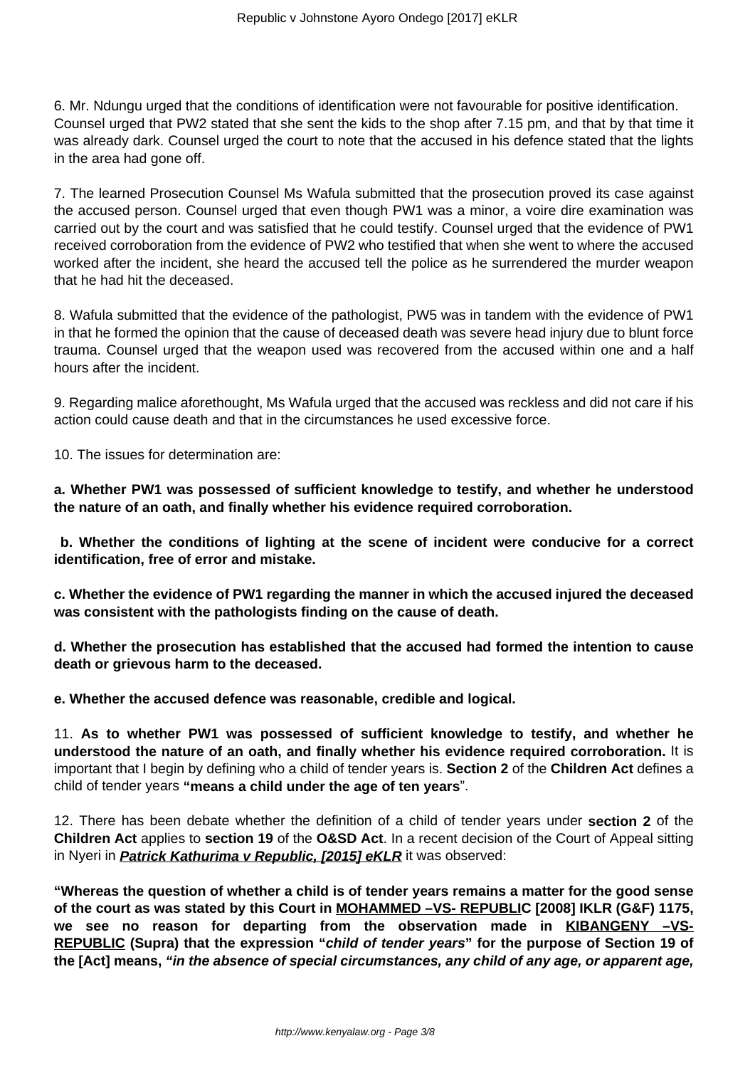6. Mr. Ndungu urged that the conditions of identification were not favourable for positive identification. Counsel urged that PW2 stated that she sent the kids to the shop after 7.15 pm, and that by that time it was already dark. Counsel urged the court to note that the accused in his defence stated that the lights in the area had gone off.

7. The learned Prosecution Counsel Ms Wafula submitted that the prosecution proved its case against the accused person. Counsel urged that even though PW1 was a minor, a voire dire examination was carried out by the court and was satisfied that he could testify. Counsel urged that the evidence of PW1 received corroboration from the evidence of PW2 who testified that when she went to where the accused worked after the incident, she heard the accused tell the police as he surrendered the murder weapon that he had hit the deceased.

8. Wafula submitted that the evidence of the pathologist, PW5 was in tandem with the evidence of PW1 in that he formed the opinion that the cause of deceased death was severe head injury due to blunt force trauma. Counsel urged that the weapon used was recovered from the accused within one and a half hours after the incident.

9. Regarding malice aforethought, Ms Wafula urged that the accused was reckless and did not care if his action could cause death and that in the circumstances he used excessive force.

10. The issues for determination are:

**a. Whether PW1 was possessed of sufficient knowledge to testify, and whether he understood the nature of an oath, and finally whether his evidence required corroboration.**

**b. Whether the conditions of lighting at the scene of incident were conducive for a correct identification, free of error and mistake.**

**c. Whether the evidence of PW1 regarding the manner in which the accused injured the deceased was consistent with the pathologists finding on the cause of death.**

**d. Whether the prosecution has established that the accused had formed the intention to cause death or grievous harm to the deceased.**

**e. Whether the accused defence was reasonable, credible and logical.**

11. **As to whether PW1 was possessed of sufficient knowledge to testify, and whether he understood the nature of an oath, and finally whether his evidence required corroboration.** It is important that I begin by defining who a child of tender years is. **Section 2** of the **Children Act** defines a child of tender years **"means a child under the age of ten years**".

12. There has been debate whether the definition of a child of tender years under **section 2** of the **Children Act** applies to **section 19** of the **O&SD Act**. In a recent decision of the Court of Appeal sitting in Nyeri in ***Patrick Kathurima v Republic, [2015] eKLR*** it was observed:

**"Whereas the question of whether a child is of tender years remains a matter for the good sense of the court as was stated by this Court in MOHAMMED –VS- REPUBLIC [2008] IKLR (G&F) 1175, we see no reason for departing from the observation made in KIBANGENY –VS- REPUBLIC (Supra) that the expression "*child of tender years*" for the purpose of Section 19 of the [Act] means, *"in the absence of special circumstances, any child of any age, or apparent age,***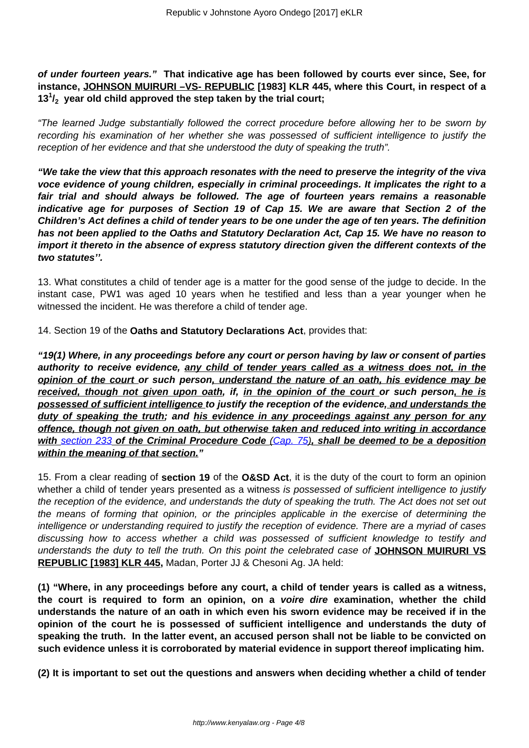***of under fourteen years."* That indicative age has been followed by courts ever since, See, for instance, <u>JOHNSON MUIRURI –VS- REPUBLIC</u> [1983] KLR 445, where this Court, in respect of a $13^1/_2$ year old child approved the step taken by the trial court;**

*"The learned Judge substantially followed the correct procedure before allowing her to be sworn by recording his examination of her whether she was possessed of sufficient intelligence to justify the reception of her evidence and that she understood the duty of speaking the truth".*

***"We take the view that this approach resonates with the need to preserve the integrity of the viva voce evidence of young children, especially in criminal proceedings. It implicates the right to a fair trial and should always be followed. The age of fourteen years remains a reasonable indicative age for purposes of Section 19 of Cap 15. We are aware that Section 2 of the Children's Act defines a child of tender years to be one under the age of ten years. The definition has not been applied to the Oaths and Statutory Declaration Act, Cap 15. We have no reason to import it thereto in the absence of express statutory direction given the different contexts of the two statutes''.***

13. What constitutes a child of tender age is a matter for the good sense of the judge to decide. In the instant case, PW1 was aged 10 years when he testified and less than a year younger when he witnessed the incident. He was therefore a child of tender age.

14. Section 19 of the **Oaths and Statutory Declarations Act**, provides that:

***"19(1) Where, in any proceedings before any court or person having by law or consent of parties authority to receive evidence, <u>any child of tender years called as a witness does not, in the opinion of the court</u> or such person<u>, understand the nature of an oath, his evidence may be received, though not given upon oath</u>, if, <u>in the opinion of the court</u> or such person<u>, he is possessed of sufficient intelligence</u> to justify the reception of the evidence<u>, and understands the duty of speaking the truth</u>; and <u>his evidence in any proceedings against any person for any offence, though not given on oath, but otherwise taken and reduced into writing in accordance with</u> <u>section 233</u> <u>of the Criminal Procedure Code</u> <u>(Cap. 75)</u>, <u>shall be deemed to be a deposition within the meaning of that section.</u>"***

15. From a clear reading of **section 19** of the **O&SD Act**, it is the duty of the court to form an opinion whether a child of tender years presented as a witness *is possessed of sufficient intelligence to justify the reception of the evidence, and understands the duty of speaking the truth. The Act does not set out the means of forming that opinion, or the principles applicable in the exercise of determining the intelligence or understanding required to justify the reception of evidence. There are a myriad of cases discussing how to access whether a child was possessed of sufficient knowledge to testify and understands the duty to tell the truth. On this point the celebrated case of* **<u>JOHNSON MUIRURI VS REPUBLIC [1983] KLR 445,</u>** Madan, Porter JJ & Chesoni Ag. JA held:

**(1) "Where, in any proceedings before any court, a child of tender years is called as a witness, the court is required to form an opinion, on a *voire dire* examination, whether the child understands the nature of an oath in which even his sworn evidence may be received if in the opinion of the court he is possessed of sufficient intelligence and understands the duty of speaking the truth. In the latter event, an accused person shall not be liable to be convicted on such evidence unless it is corroborated by material evidence in support thereof implicating him.**

**(2) It is important to set out the questions and answers when deciding whether a child of tender**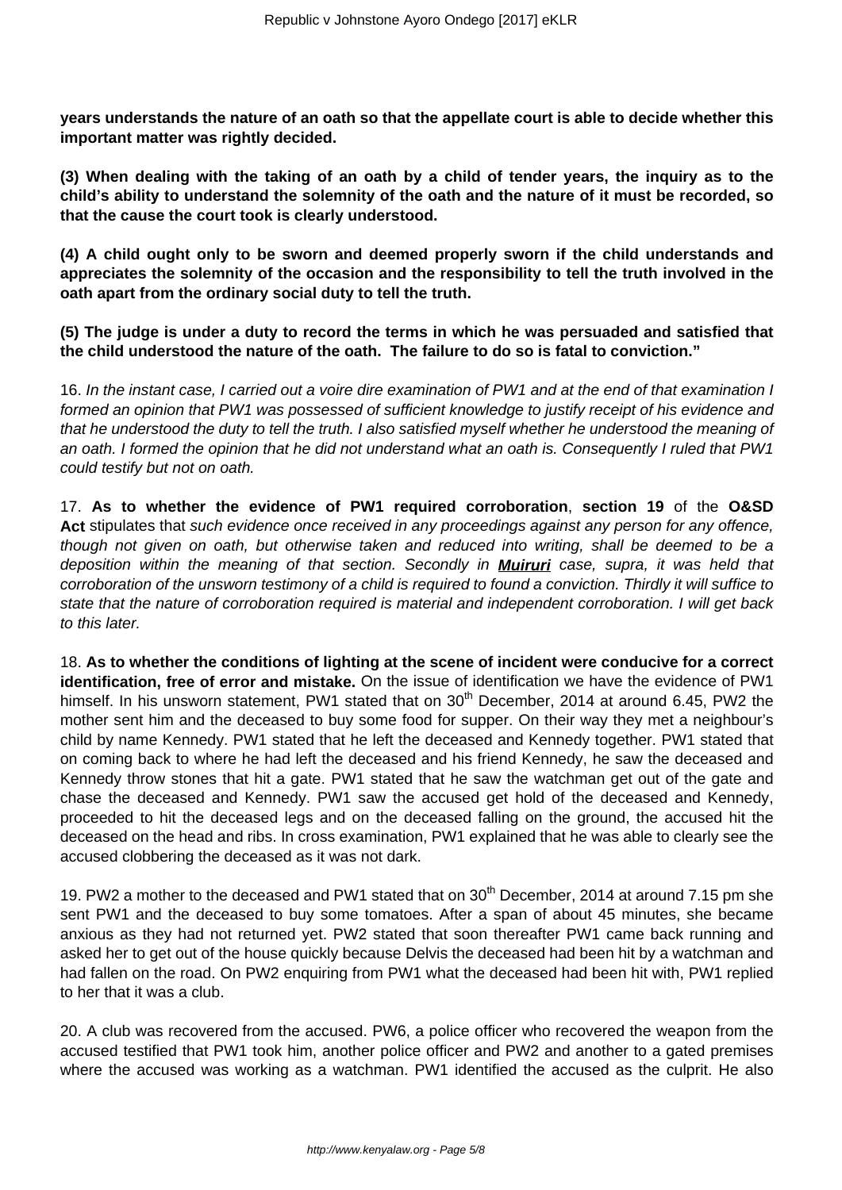**years understands the nature of an oath so that the appellate court is able to decide whether this important matter was rightly decided.**

**(3) When dealing with the taking of an oath by a child of tender years, the inquiry as to the child's ability to understand the solemnity of the oath and the nature of it must be recorded, so that the cause the court took is clearly understood.**

**(4) A child ought only to be sworn and deemed properly sworn if the child understands and appreciates the solemnity of the occasion and the responsibility to tell the truth involved in the oath apart from the ordinary social duty to tell the truth.**

**(5) The judge is under a duty to record the terms in which he was persuaded and satisfied that the child understood the nature of the oath. The failure to do so is fatal to conviction."**

16. *In the instant case, I carried out a voire dire examination of PW1 and at the end of that examination I formed an opinion that PW1 was possessed of sufficient knowledge to justify receipt of his evidence and that he understood the duty to tell the truth. I also satisfied myself whether he understood the meaning of an oath. I formed the opinion that he did not understand what an oath is. Consequently I ruled that PW1 could testify but not on oath.*

17. **As to whether the evidence of PW1 required corroboration**, **section 19** of the **O&SD Act** stipulates that *such evidence once received in any proceedings against any person for any offence, though not given on oath, but otherwise taken and reduced into writing, shall be deemed to be a deposition within the meaning of that section. Secondly in* ***Muiruri*** *case, supra, it was held that corroboration of the unsworn testimony of a child is required to found a conviction. Thirdly it will suffice to state that the nature of corroboration required is material and independent corroboration. I will get back to this later.*

18. **As to whether the conditions of lighting at the scene of incident were conducive for a correct identification, free of error and mistake.** On the issue of identification we have the evidence of PW1 himself. In his unsworn statement, PW1 stated that on 30th December, 2014 at around 6.45, PW2 the mother sent him and the deceased to buy some food for supper. On their way they met a neighbour's child by name Kennedy. PW1 stated that he left the deceased and Kennedy together. PW1 stated that on coming back to where he had left the deceased and his friend Kennedy, he saw the deceased and Kennedy throw stones that hit a gate. PW1 stated that he saw the watchman get out of the gate and chase the deceased and Kennedy. PW1 saw the accused get hold of the deceased and Kennedy, proceeded to hit the deceased legs and on the deceased falling on the ground, the accused hit the deceased on the head and ribs. In cross examination, PW1 explained that he was able to clearly see the accused clobbering the deceased as it was not dark.

19. PW2 a mother to the deceased and PW1 stated that on 30th December, 2014 at around 7.15 pm she sent PW1 and the deceased to buy some tomatoes. After a span of about 45 minutes, she became anxious as they had not returned yet. PW2 stated that soon thereafter PW1 came back running and asked her to get out of the house quickly because Delvis the deceased had been hit by a watchman and had fallen on the road. On PW2 enquiring from PW1 what the deceased had been hit with, PW1 replied to her that it was a club.

20. A club was recovered from the accused. PW6, a police officer who recovered the weapon from the accused testified that PW1 took him, another police officer and PW2 and another to a gated premises where the accused was working as a watchman. PW1 identified the accused as the culprit. He also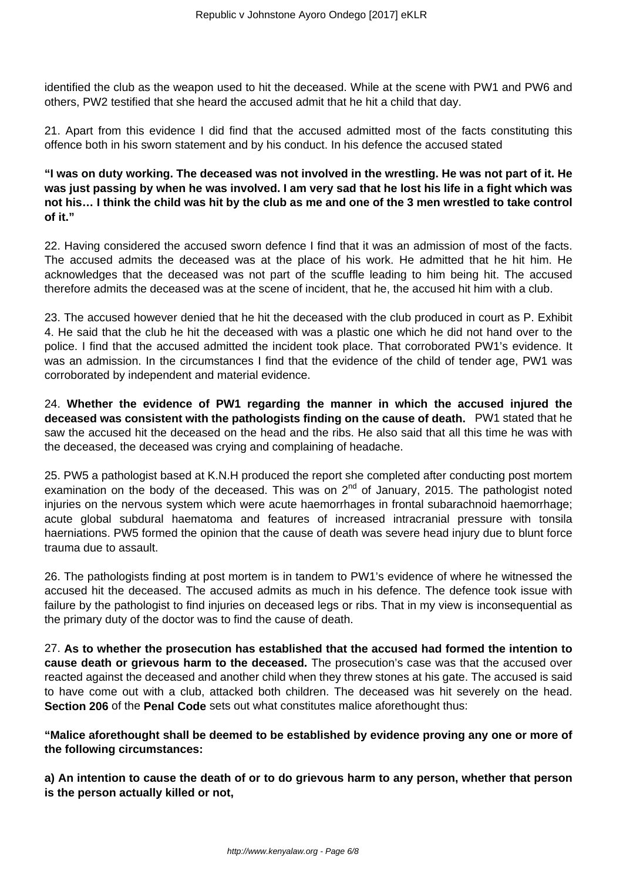identified the club as the weapon used to hit the deceased. While at the scene with PW1 and PW6 and others, PW2 testified that she heard the accused admit that he hit a child that day.

21. Apart from this evidence I did find that the accused admitted most of the facts constituting this offence both in his sworn statement and by his conduct. In his defence the accused stated

**"I was on duty working. The deceased was not involved in the wrestling. He was not part of it. He was just passing by when he was involved. I am very sad that he lost his life in a fight which was not his… I think the child was hit by the club as me and one of the 3 men wrestled to take control of it."**

22. Having considered the accused sworn defence I find that it was an admission of most of the facts. The accused admits the deceased was at the place of his work. He admitted that he hit him. He acknowledges that the deceased was not part of the scuffle leading to him being hit. The accused therefore admits the deceased was at the scene of incident, that he, the accused hit him with a club.

23. The accused however denied that he hit the deceased with the club produced in court as P. Exhibit 4. He said that the club he hit the deceased with was a plastic one which he did not hand over to the police. I find that the accused admitted the incident took place. That corroborated PW1's evidence. It was an admission. In the circumstances I find that the evidence of the child of tender age, PW1 was corroborated by independent and material evidence.

24. **Whether the evidence of PW1 regarding the manner in which the accused injured the deceased was consistent with the pathologists finding on the cause of death.** PW1 stated that he saw the accused hit the deceased on the head and the ribs. He also said that all this time he was with the deceased, the deceased was crying and complaining of headache.

25. PW5 a pathologist based at K.N.H produced the report she completed after conducting post mortem examination on the body of the deceased. This was on 2nd of January, 2015. The pathologist noted injuries on the nervous system which were acute haemorrhages in frontal subarachnoid haemorrhage; acute global subdural haematoma and features of increased intracranial pressure with tonsila haerniations. PW5 formed the opinion that the cause of death was severe head injury due to blunt force trauma due to assault.

26. The pathologists finding at post mortem is in tandem to PW1's evidence of where he witnessed the accused hit the deceased. The accused admits as much in his defence. The defence took issue with failure by the pathologist to find injuries on deceased legs or ribs. That in my view is inconsequential as the primary duty of the doctor was to find the cause of death.

27. **As to whether the prosecution has established that the accused had formed the intention to cause death or grievous harm to the deceased.** The prosecution's case was that the accused over reacted against the deceased and another child when they threw stones at his gate. The accused is said to have come out with a club, attacked both children. The deceased was hit severely on the head. **Section 206** of the **Penal Code** sets out what constitutes malice aforethought thus:

**"Malice aforethought shall be deemed to be established by evidence proving any one or more of the following circumstances:**

**a) An intention to cause the death of or to do grievous harm to any person, whether that person is the person actually killed or not,**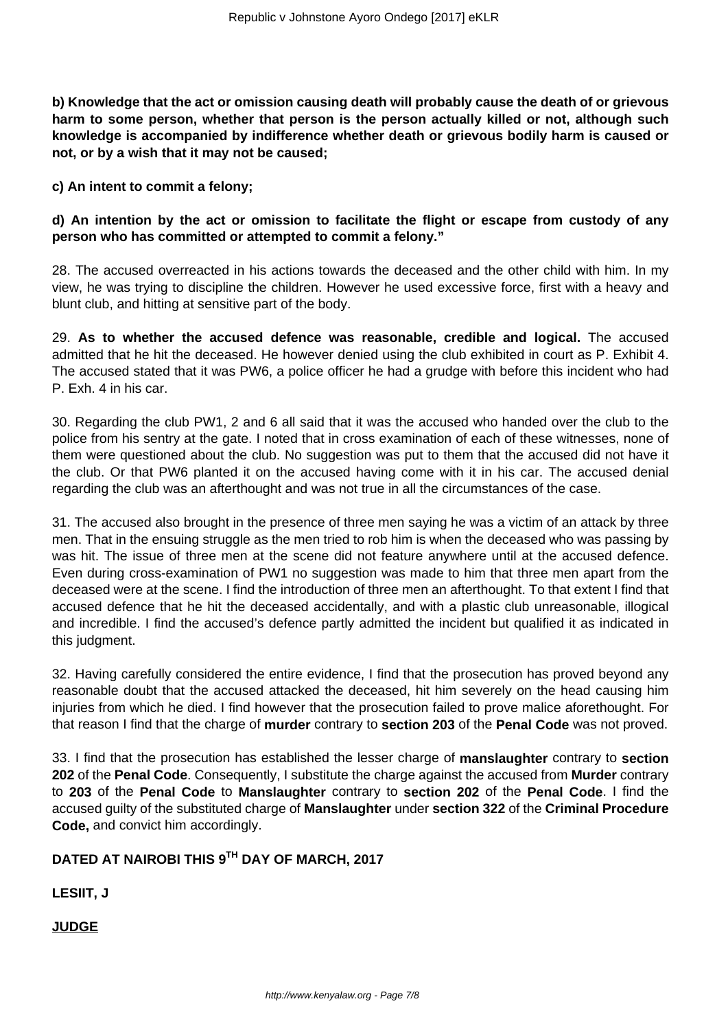**b) Knowledge that the act or omission causing death will probably cause the death of or grievous harm to some person, whether that person is the person actually killed or not, although such knowledge is accompanied by indifference whether death or grievous bodily harm is caused or not, or by a wish that it may not be caused;**

**c) An intent to commit a felony;**

**d) An intention by the act or omission to facilitate the flight or escape from custody of any person who has committed or attempted to commit a felony."**

28. The accused overreacted in his actions towards the deceased and the other child with him. In my view, he was trying to discipline the children. However he used excessive force, first with a heavy and blunt club, and hitting at sensitive part of the body.

29. **As to whether the accused defence was reasonable, credible and logical.** The accused admitted that he hit the deceased. He however denied using the club exhibited in court as P. Exhibit 4. The accused stated that it was PW6, a police officer he had a grudge with before this incident who had P. Exh. 4 in his car.

30. Regarding the club PW1, 2 and 6 all said that it was the accused who handed over the club to the police from his sentry at the gate. I noted that in cross examination of each of these witnesses, none of them were questioned about the club. No suggestion was put to them that the accused did not have it the club. Or that PW6 planted it on the accused having come with it in his car. The accused denial regarding the club was an afterthought and was not true in all the circumstances of the case.

31. The accused also brought in the presence of three men saying he was a victim of an attack by three men. That in the ensuing struggle as the men tried to rob him is when the deceased who was passing by was hit. The issue of three men at the scene did not feature anywhere until at the accused defence. Even during cross-examination of PW1 no suggestion was made to him that three men apart from the deceased were at the scene. I find the introduction of three men an afterthought. To that extent I find that accused defence that he hit the deceased accidentally, and with a plastic club unreasonable, illogical and incredible. I find the accused's defence partly admitted the incident but qualified it as indicated in this judgment.

32. Having carefully considered the entire evidence, I find that the prosecution has proved beyond any reasonable doubt that the accused attacked the deceased, hit him severely on the head causing him injuries from which he died. I find however that the prosecution failed to prove malice aforethought. For that reason I find that the charge of **murder** contrary to **section 203** of the **Penal Code** was not proved.

33. I find that the prosecution has established the lesser charge of **manslaughter** contrary to **section 202** of the **Penal Code**. Consequently, I substitute the charge against the accused from **Murder** contrary to **203** of the **Penal Code** to **Manslaughter** contrary to **section 202** of the **Penal Code**. I find the accused guilty of the substituted charge of **Manslaughter** under **section 322** of the **Criminal Procedure Code,** and convict him accordingly.

**DATED AT NAIROBI THIS 9TH DAY OF MARCH, 2017**

**LESIIT, J**

**JUDGE**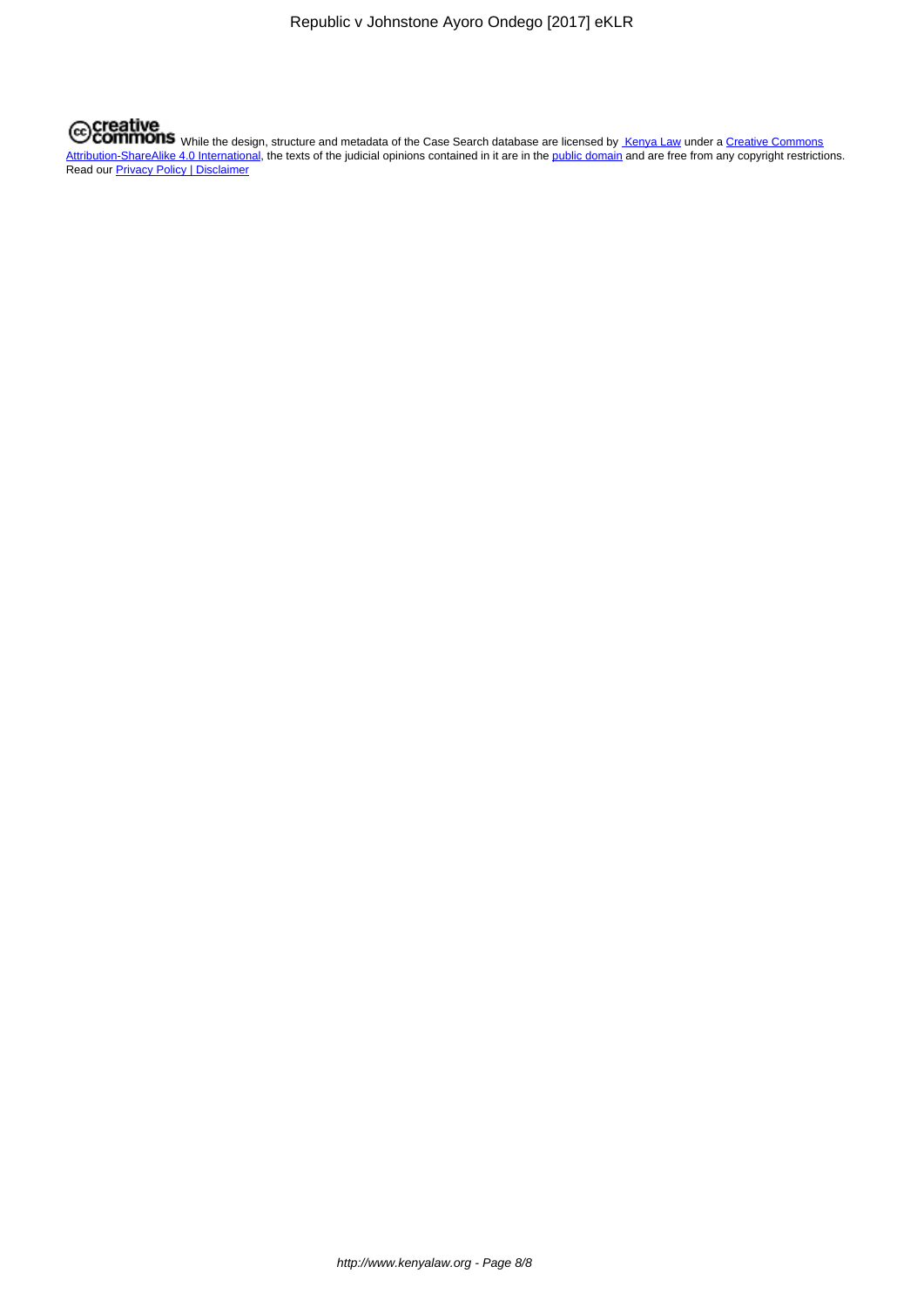While the design, structure and metadata of the Case Search database are licensed by Kenya Law under a Creative Commons Attribution-ShareAlike 4.0 International, the texts of the judicial opinions contained in it are in the public domain and are free from any copyright restrictions. Read our Privacy Policy | Disclaimer